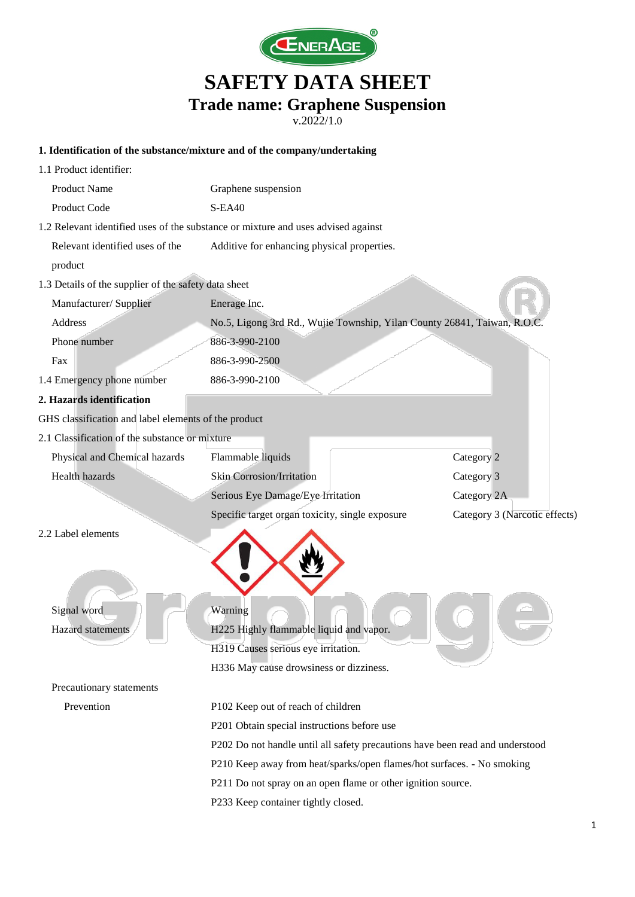# SAFETY DATA SHEET

## Trade name: Graphene Suspension

v.2022/1.0

### 1. Identification of the substance/mixture and of the company/undertaking

1.1 Product identifier:

| | |
|---|---|
| Product Name | Graphene suspension |
| Product Code | S-EA40 |

1.2 Relevant identified uses of the substance or mixture and uses advised against

| | |
|---|---|
| Relevant identified uses of the product | Additive for enhancing physical properties. |

1.3 Details of the supplier of the safety data sheet

| | |
|---|---|
| Manufacturer/ Supplier | Enerage Inc. |
| Address | No.5, Ligong 3rd Rd., Wujie Township, Yilan County 26841, Taiwan, R.O.C. |
| Phone number | 886-3-990-2100 |
| Fax | 886-3-990-2500 |

1.4 Emergency phone number 886-3-990-2100

### 2. Hazards identification

GHS classification and label elements of the product

2.1 Classification of the substance or mixture

| | | |
|---|---|---|
| Physical and Chemical hazards | Flammable liquids | Category 2 |
| Health hazards | Skin Corrosion/Irritation | Category 3 |
| | Serious Eye Damage/Eye Irritation | Category 2A |
| | Specific target organ toxicity, single exposure | Category 3 (Narcotic effects) |

2.2 Label elements

| | |
|---|---|
| Signal word | Warning |
| Hazard statements | H225 Highly flammable liquid and vapor. |
| | H319 Causes serious eye irritation. |
| | H336 May cause drowsiness or dizziness. |

Precautionary statements

| | |
|---|---|
| Prevention | P102 Keep out of reach of children |
| | P201 Obtain special instructions before use |
| | P202 Do not handle until all safety precautions have been read and understood |
| | P210 Keep away from heat/sparks/open flames/hot surfaces. - No smoking |
| | P211 Do not spray on an open flame or other ignition source. |
| | P233 Keep container tightly closed. |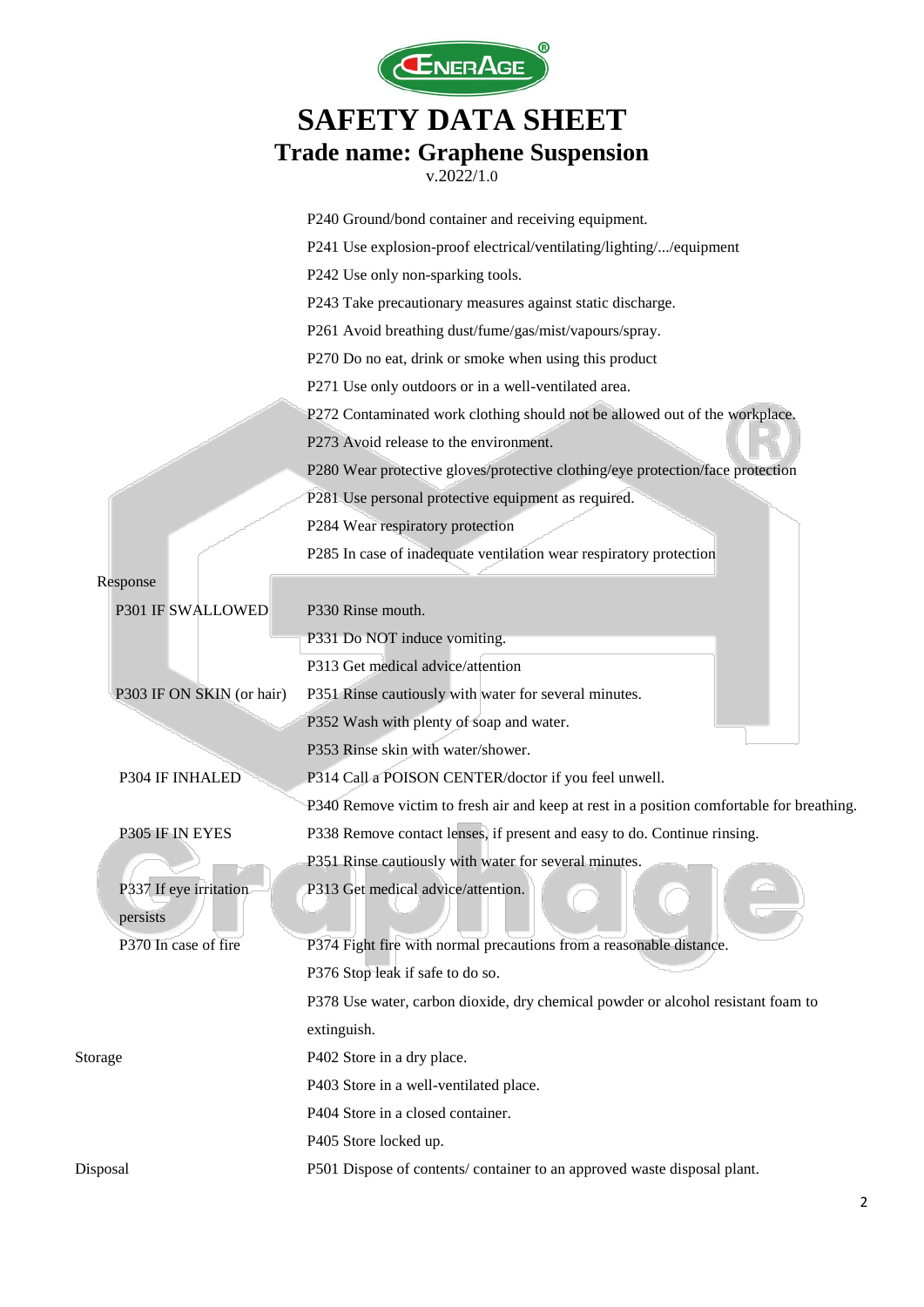|  |  |
|---|---|
|  | P240 Ground/bond container and receiving equipment. |
|  | P241 Use explosion-proof electrical/ventilating/lighting/.../equipment |
|  | P242 Use only non-sparking tools. |
|  | P243 Take precautionary measures against static discharge. |
|  | P261 Avoid breathing dust/fume/gas/mist/vapours/spray. |
|  | P270 Do no eat, drink or smoke when using this product |
|  | P271 Use only outdoors or in a well-ventilated area. |
|  | P272 Contaminated work clothing should not be allowed out of the workplace. |
|  | P273 Avoid release to the environment. |
|  | P280 Wear protective gloves/protective clothing/eye protection/face protection |
|  | P281 Use personal protective equipment as required. |
|  | P284 Wear respiratory protection |
|  | P285 In case of inadequate ventilation wear respiratory protection |
| Response |  |
| P301 IF SWALLOWED | P330 Rinse mouth. |
|  | P331 Do NOT induce vomiting. |
|  | P313 Get medical advice/attention |
| P303 IF ON SKIN (or hair) | P351 Rinse cautiously with water for several minutes. |
|  | P352 Wash with plenty of soap and water. |
|  | P353 Rinse skin with water/shower. |
| P304 IF INHALED | P314 Call a POISON CENTER/doctor if you feel unwell. |
|  | P340 Remove victim to fresh air and keep at rest in a position comfortable for breathing. |
| P305 IF IN EYES | P338 Remove contact lenses, if present and easy to do. Continue rinsing. |
|  | P351 Rinse cautiously with water for several minutes. |
| P337 If eye irritation persists | P313 Get medical advice/attention. |
| P370 In case of fire | P374 Fight fire with normal precautions from a reasonable distance. |
|  | P376 Stop leak if safe to do so. |
|  | P378 Use water, carbon dioxide, dry chemical powder or alcohol resistant foam to extinguish. |
| Storage | P402 Store in a dry place. |
|  | P403 Store in a well-ventilated place. |
|  | P404 Store in a closed container. |
|  | P405 Store locked up. |
| Disposal | P501 Dispose of contents/ container to an approved waste disposal plant. |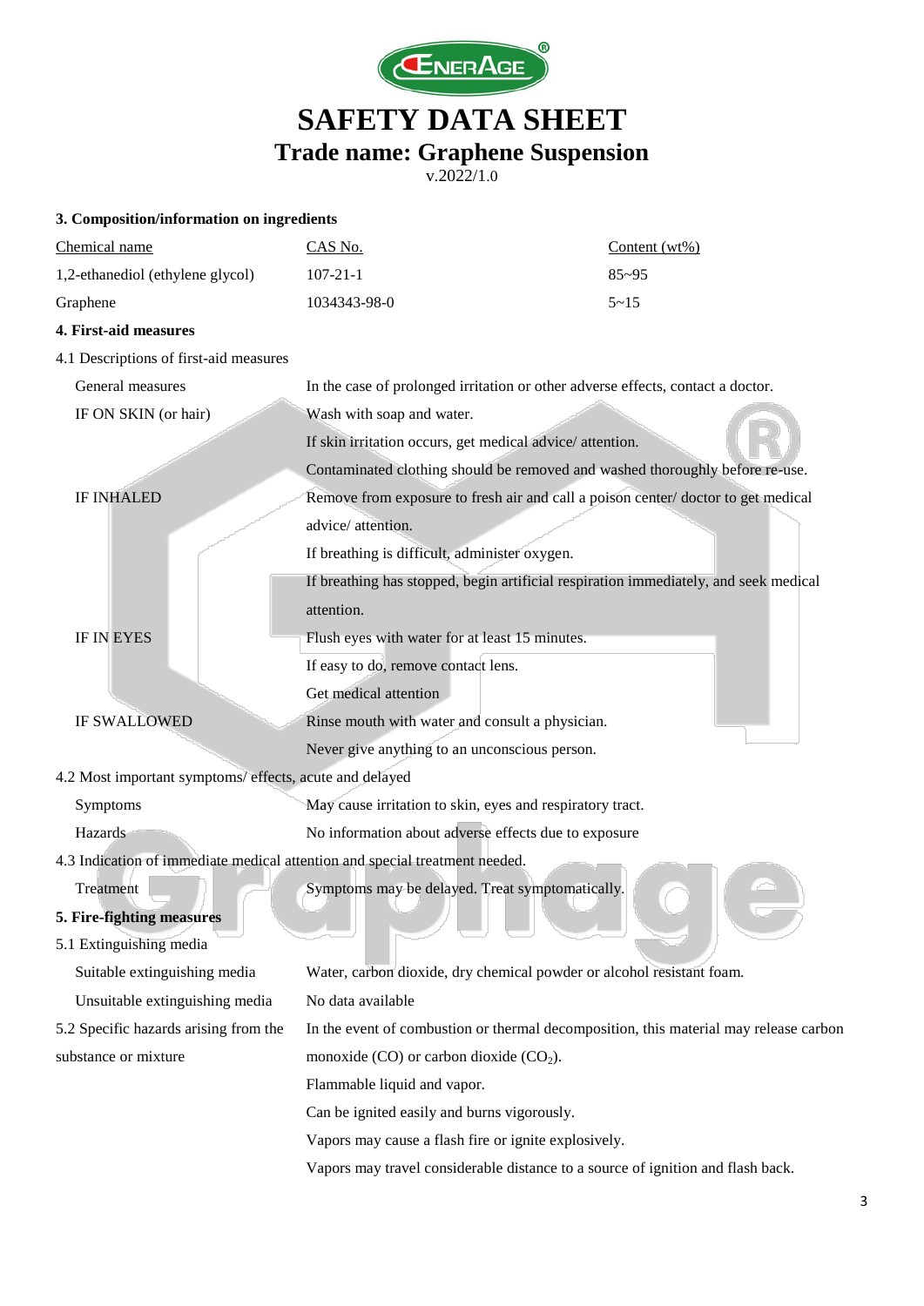# SAFETY DATA SHEET

## Trade name: Graphene Suspension

v.2022/1.0

### 3. Composition/information on ingredients

| Chemical name | CAS No. | Content (wt%) |
|---|---|---|
| 1,2-ethanediol (ethylene glycol) | 107-21-1 | 85~95 |
| Graphene | 1034343-98-0 | 5~15 |

### 4. First-aid measures

4.1 Descriptions of first-aid measures

| | |
|---|---|
| General measures | In the case of prolonged irritation or other adverse effects, contact a doctor. |
| IF ON SKIN (or hair) | Wash with soap and water. |
| | If skin irritation occurs, get medical advice/ attention. |
| | Contaminated clothing should be removed and washed thoroughly before re-use. |
| IF INHALED | Remove from exposure to fresh air and call a poison center/ doctor to get medical advice/ attention. |
| | If breathing is difficult, administer oxygen. |
| | If breathing has stopped, begin artificial respiration immediately, and seek medical attention. |
| IF IN EYES | Flush eyes with water for at least 15 minutes. |
| | If easy to do, remove contact lens. |
| | Get medical attention |
| IF SWALLOWED | Rinse mouth with water and consult a physician. |
| | Never give anything to an unconscious person. |

4.2 Most important symptoms/ effects, acute and delayed

| | |
|---|---|
| Symptoms | May cause irritation to skin, eyes and respiratory tract. |
| Hazards | No information about adverse effects due to exposure |

4.3 Indication of immediate medical attention and special treatment needed.

| | |
|---|---|
| Treatment | Symptoms may be delayed. Treat symptomatically. |

### 5. Fire-fighting measures

5.1 Extinguishing media

| | |
|---|---|
| Suitable extinguishing media | Water, carbon dioxide, dry chemical powder or alcohol resistant foam. |
| Unsuitable extinguishing media | No data available |

| | |
|---|---|
| 5.2 Specific hazards arising from the substance or mixture | In the event of combustion or thermal decomposition, this material may release carbon monoxide (CO) or carbon dioxide ($CO_2$). |
| | Flammable liquid and vapor. |
| | Can be ignited easily and burns vigorously. |
| | Vapors may cause a flash fire or ignite explosively. |
| | Vapors may travel considerable distance to a source of ignition and flash back. |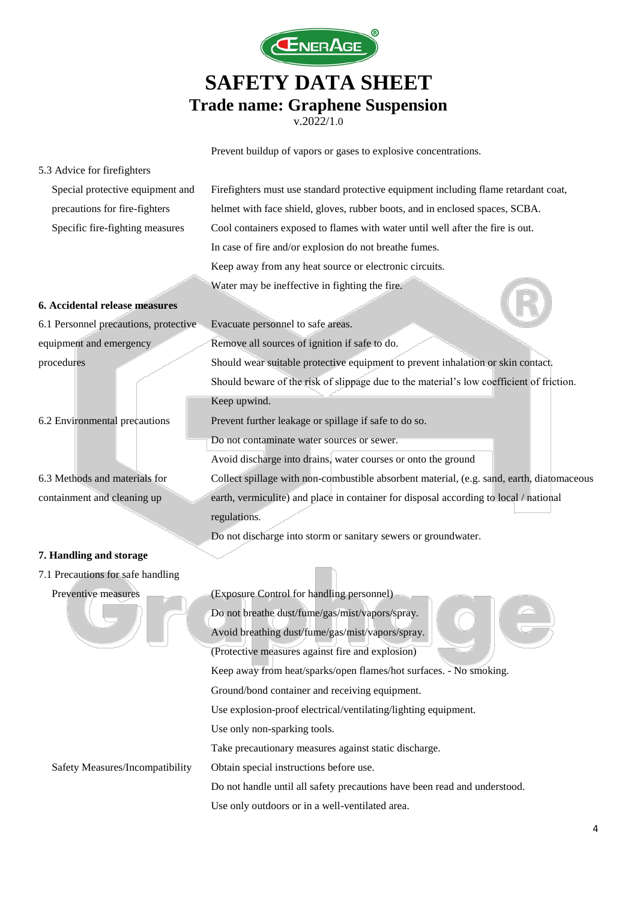Prevent buildup of vapors or gases to explosive concentrations.

5.3 Advice for firefighters

| | |
|---|---|
| Special protective equipment and precautions for fire-fighters | Firefighters must use standard protective equipment including flame retardant coat, helmet with face shield, gloves, rubber boots, and in enclosed spaces, SCBA. |
| Specific fire-fighting measures | Cool containers exposed to flames with water until well after the fire is out.<br>In case of fire and/or explosion do not breathe fumes.<br>Keep away from any heat source or electronic circuits.<br>Water may be ineffective in fighting the fire. |

## 6. Accidental release measures

| | |
|---|---|
| 6.1 Personnel precautions, protective equipment and emergency procedures | Evacuate personnel to safe areas.<br>Remove all sources of ignition if safe to do.<br>Should wear suitable protective equipment to prevent inhalation or skin contact.<br>Should beware of the risk of slippage due to the material's low coefficient of friction.<br>Keep upwind. |
| 6.2 Environmental precautions | Prevent further leakage or spillage if safe to do so.<br>Do not contaminate water sources or sewer.<br>Avoid discharge into drains, water courses or onto the ground |
| 6.3 Methods and materials for containment and cleaning up | Collect spillage with non-combustible absorbent material, (e.g. sand, earth, diatomaceous earth, vermiculite) and place in container for disposal according to local / national regulations.<br>Do not discharge into storm or sanitary sewers or groundwater. |

## 7. Handling and storage

7.1 Precautions for safe handling

| | |
|---|---|
| Preventive measures | (Exposure Control for handling personnel)<br>Do not breathe dust/fume/gas/mist/vapors/spray.<br>Avoid breathing dust/fume/gas/mist/vapors/spray.<br>(Protective measures against fire and explosion)<br>Keep away from heat/sparks/open flames/hot surfaces. - No smoking.<br>Ground/bond container and receiving equipment.<br>Use explosion-proof electrical/ventilating/lighting equipment.<br>Use only non-sparking tools.<br>Take precautionary measures against static discharge. |
| Safety Measures/Incompatibility | Obtain special instructions before use.<br>Do not handle until all safety precautions have been read and understood.<br>Use only outdoors or in a well-ventilated area. |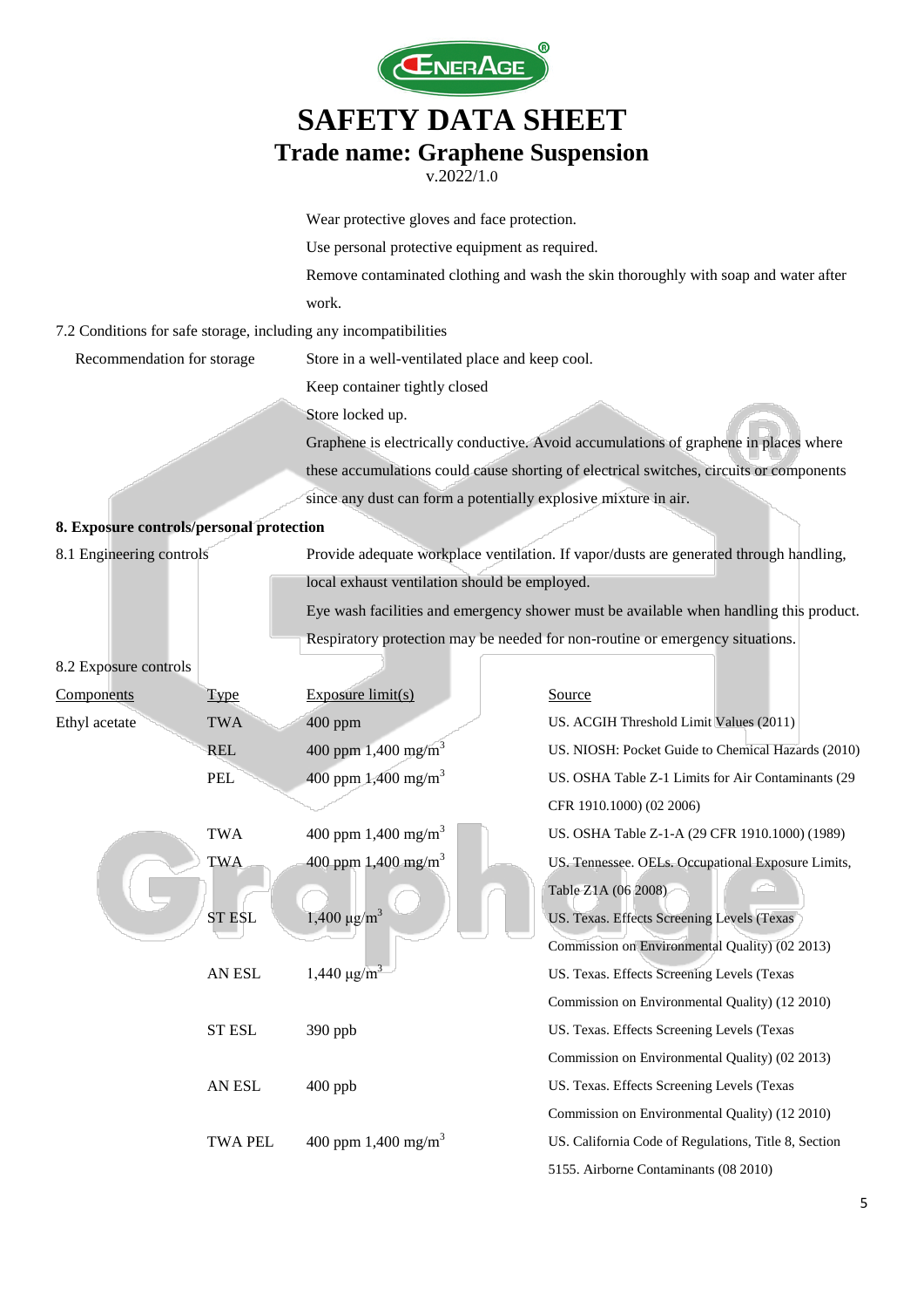Wear protective gloves and face protection.

Use personal protective equipment as required.

Remove contaminated clothing and wash the skin thoroughly with soap and water after work.

7.2 Conditions for safe storage, including any incompatibilities

| | |
|---|---|
| Recommendation for storage | Store in a well-ventilated place and keep cool.<br>Keep container tightly closed<br>Store locked up.<br>Graphene is electrically conductive. Avoid accumulations of graphene in places where these accumulations could cause shorting of electrical switches, circuits or components since any dust can form a potentially explosive mixture in air. |

## 8. Exposure controls/personal protection

| | |
|---|---|
| 8.1 Engineering controls | Provide adequate workplace ventilation. If vapor/dusts are generated through handling, local exhaust ventilation should be employed.<br>Eye wash facilities and emergency shower must be available when handling this product.<br>Respiratory protection may be needed for non-routine or emergency situations. |

8.2 Exposure controls

| Components | Type | Exposure limit(s) | Source |
|---|---|---|---|
| Ethyl acetate | TWA | 400 ppm | US. ACGIH Threshold Limit Values (2011) |
| | REL | 400 ppm 1,400 mg/m$^3$ | US. NIOSH: Pocket Guide to Chemical Hazards (2010) |
| | PEL | 400 ppm 1,400 mg/m$^3$ | US. OSHA Table Z-1 Limits for Air Contaminants (29 CFR 1910.1000) (02 2006) |
| | TWA | 400 ppm 1,400 mg/m$^3$ | US. OSHA Table Z-1-A (29 CFR 1910.1000) (1989) |
| | TWA | 400 ppm 1,400 mg/m$^3$ | US. Tennessee. OELs. Occupational Exposure Limits, Table Z1A (06 2008) |
| | ST ESL | 1,400 µg/m$^3$ | US. Texas. Effects Screening Levels (Texas Commission on Environmental Quality) (02 2013) |
| | AN ESL | 1,440 µg/m$^3$ | US. Texas. Effects Screening Levels (Texas Commission on Environmental Quality) (12 2010) |
| | ST ESL | 390 ppb | US. Texas. Effects Screening Levels (Texas Commission on Environmental Quality) (02 2013) |
| | AN ESL | 400 ppb | US. Texas. Effects Screening Levels (Texas Commission on Environmental Quality) (12 2010) |
| | TWA PEL | 400 ppm 1,400 mg/m$^3$ | US. California Code of Regulations, Title 8, Section 5155. Airborne Contaminants (08 2010) |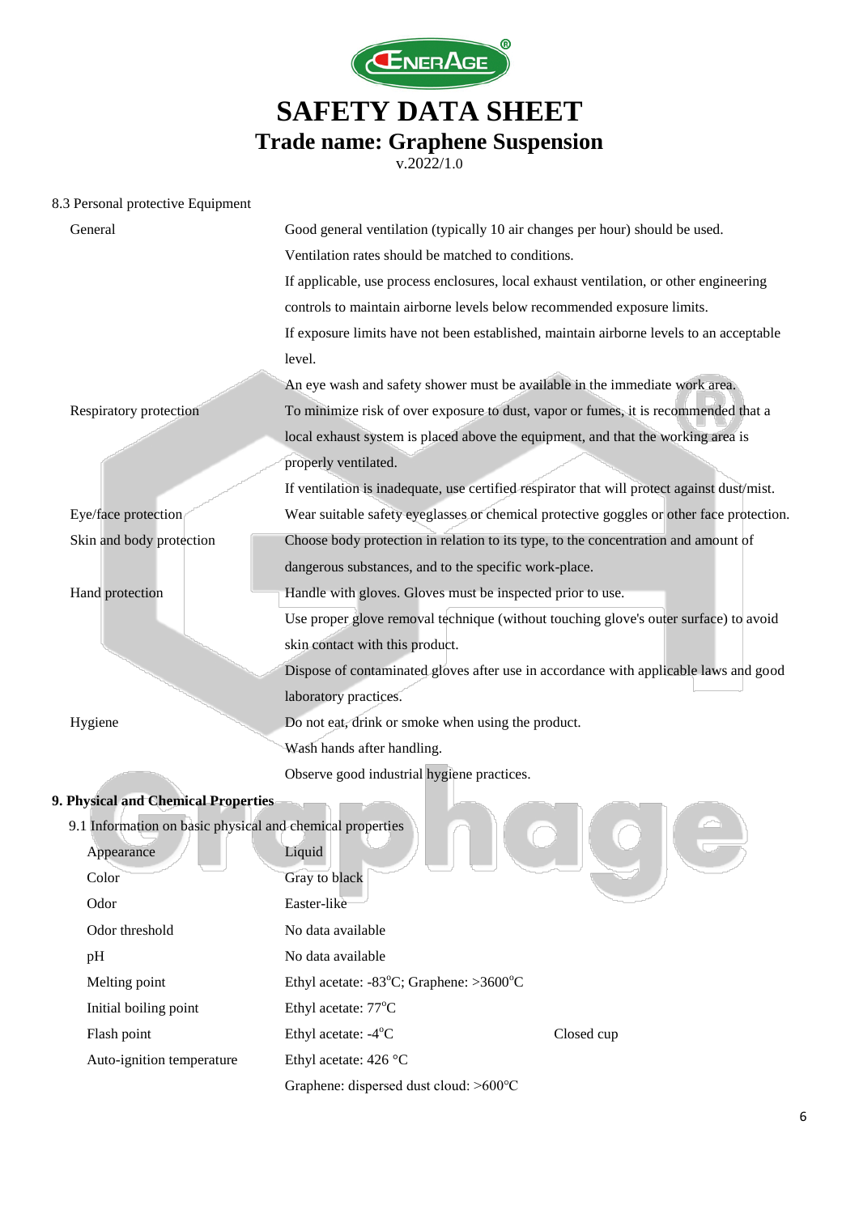8.3 Personal protective Equipment

| | |
|---|---|
| General | Good general ventilation (typically 10 air changes per hour) should be used. Ventilation rates should be matched to conditions. If applicable, use process enclosures, local exhaust ventilation, or other engineering controls to maintain airborne levels below recommended exposure limits. If exposure limits have not been established, maintain airborne levels to an acceptable level. An eye wash and safety shower must be available in the immediate work area. |
| Respiratory protection | To minimize risk of over exposure to dust, vapor or fumes, it is recommended that a local exhaust system is placed above the equipment, and that the working area is properly ventilated. If ventilation is inadequate, use certified respirator that will protect against dust/mist. |
| Eye/face protection | Wear suitable safety eyeglasses or chemical protective goggles or other face protection. |
| Skin and body protection | Choose body protection in relation to its type, to the concentration and amount of dangerous substances, and to the specific work-place. |
| Hand protection | Handle with gloves. Gloves must be inspected prior to use. Use proper glove removal technique (without touching glove's outer surface) to avoid skin contact with this product. Dispose of contaminated gloves after use in accordance with applicable laws and good laboratory practices. |
| Hygiene | Do not eat, drink or smoke when using the product. Wash hands after handling. Observe good industrial hygiene practices. |

## 9. Physical and Chemical Properties

9.1 Information on basic physical and chemical properties

| | | |
|---|---|---|
| Appearance | Liquid | |
| Color | Gray to black | |
| Odor | Easter-like | |
| Odor threshold | No data available | |
| pH | No data available | |
| Melting point | Ethyl acetate: -83°C; Graphene: >3600°C | |
| Initial boiling point | Ethyl acetate: 77°C | |
| Flash point | Ethyl acetate: -4°C | Closed cup |
| Auto-ignition temperature | Ethyl acetate: 426 °C<br>Graphene: dispersed dust cloud: >600°C | |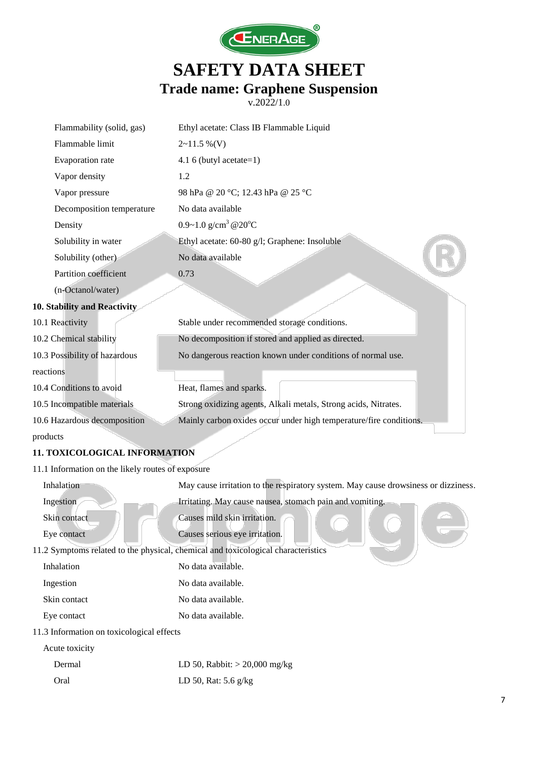| | |
|---|---|
| Flammability (solid, gas) | Ethyl acetate: Class IB Flammable Liquid |
| Flammable limit | 2~11.5 %(V) |
| Evaporation rate | 4.1 6 (butyl acetate=1) |
| Vapor density | 1.2 |
| Vapor pressure | 98 hPa @ 20 °C; 12.43 hPa @ 25 °C |
| Decomposition temperature | No data available |
| Density | 0.9~1.0 g/cm$^3$ @20$^o$C |
| Solubility in water | Ethyl acetate: 60-80 g/l; Graphene: Insoluble |
| Solubility (other) | No data available |
| Partition coefficient (n-Octanol/water) | 0.73 |

## 10. Stability and Reactivity

| | |
|---|---|
| 10.1 Reactivity | Stable under recommended storage conditions. |
| 10.2 Chemical stability | No decomposition if stored and applied as directed. |
| 10.3 Possibility of hazardous reactions | No dangerous reaction known under conditions of normal use. |
| 10.4 Conditions to avoid | Heat, flames and sparks. |
| 10.5 Incompatible materials | Strong oxidizing agents, Alkali metals, Strong acids, Nitrates. |
| 10.6 Hazardous decomposition products | Mainly carbon oxides occur under high temperature/fire conditions. |

## 11. TOXICOLOGICAL INFORMATION

11.1 Information on the likely routes of exposure

| | |
|---|---|
| Inhalation | May cause irritation to the respiratory system. May cause drowsiness or dizziness. |
| Ingestion | Irritating. May cause nausea, stomach pain and vomiting. |
| Skin contact | Causes mild skin irritation. |
| Eye contact | Causes serious eye irritation. |

11.2 Symptoms related to the physical, chemical and toxicological characteristics

| | |
|---|---|
| Inhalation | No data available. |
| Ingestion | No data available. |
| Skin contact | No data available. |
| Eye contact | No data available. |

11.3 Information on toxicological effects

Acute toxicity

| | |
|---|---|
| Dermal | LD 50, Rabbit: > 20,000 mg/kg |
| Oral | LD 50, Rat: 5.6 g/kg |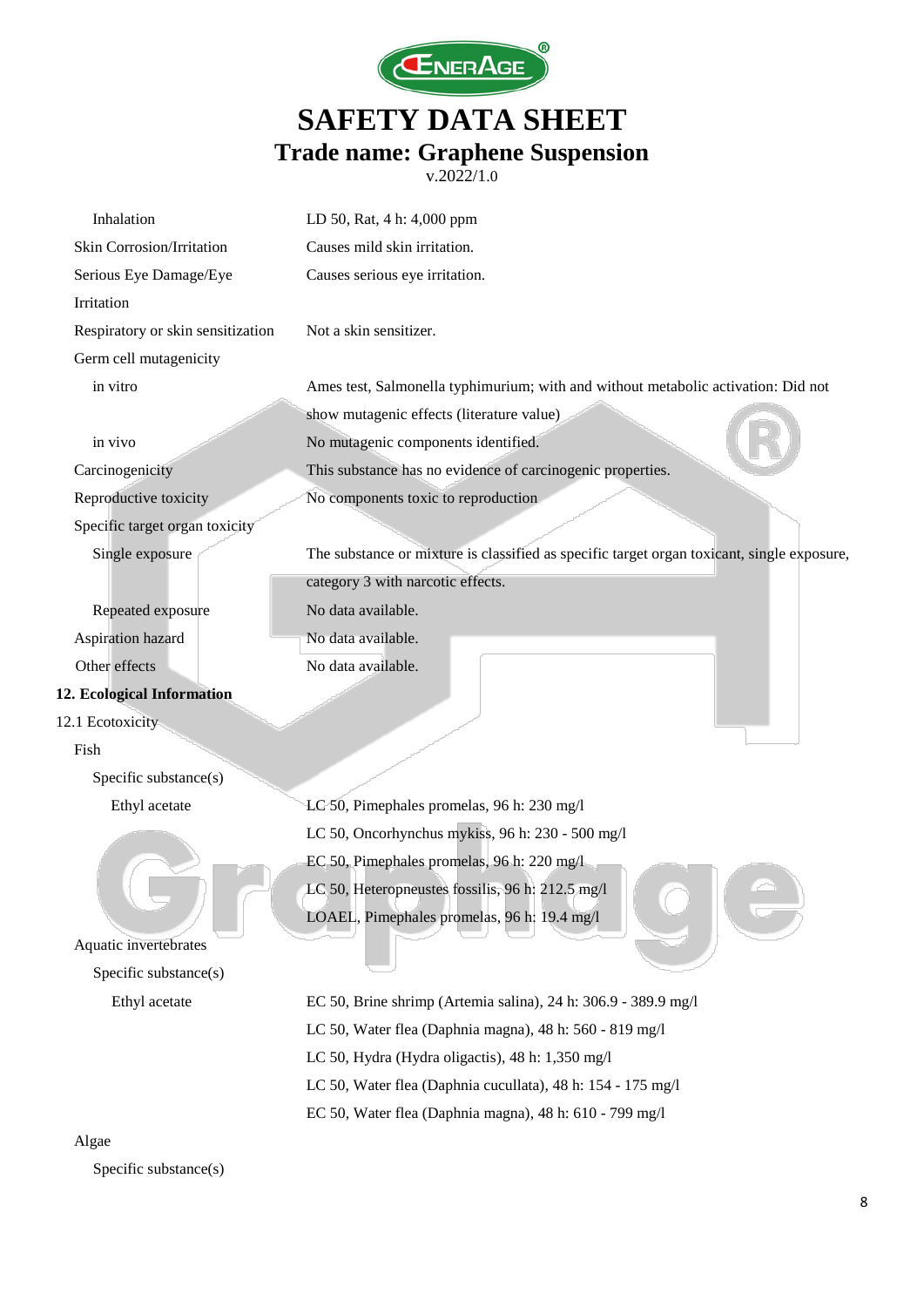| | |
|---|---|
| Inhalation | LD 50, Rat, 4 h: 4,000 ppm |
| Skin Corrosion/Irritation | Causes mild skin irritation. |
| Serious Eye Damage/Eye Irritation | Causes serious eye irritation. |
| Respiratory or skin sensitization | Not a skin sensitizer. |
| Germ cell mutagenicity | |
| in vitro | Ames test, Salmonella typhimurium; with and without metabolic activation: Did not show mutagenic effects (literature value) |
| in vivo | No mutagenic components identified. |
| Carcinogenicity | This substance has no evidence of carcinogenic properties. |
| Reproductive toxicity | No components toxic to reproduction |
| Specific target organ toxicity | |
| Single exposure | The substance or mixture is classified as specific target organ toxicant, single exposure, category 3 with narcotic effects. |
| Repeated exposure | No data available. |
| Aspiration hazard | No data available. |
| Other effects | No data available. |

## 12. Ecological Information

### 12.1 Ecotoxicity

**Fish**

Specific substance(s)

| | |
|---|---|
| Ethyl acetate | LC 50, Pimephales promelas, 96 h: 230 mg/l |
| | LC 50, Oncorhynchus mykiss, 96 h: 230 - 500 mg/l |
| | EC 50, Pimephales promelas, 96 h: 220 mg/l |
| | LC 50, Heteropneustes fossilis, 96 h: 212.5 mg/l |
| | LOAEL, Pimephales promelas, 96 h: 19.4 mg/l |

**Aquatic invertebrates**

Specific substance(s)

| | |
|---|---|
| Ethyl acetate | EC 50, Brine shrimp (Artemia salina), 24 h: 306.9 - 389.9 mg/l |
| | LC 50, Water flea (Daphnia magna), 48 h: 560 - 819 mg/l |
| | LC 50, Hydra (Hydra oligactis), 48 h: 1,350 mg/l |
| | LC 50, Water flea (Daphnia cucullata), 48 h: 154 - 175 mg/l |
| | EC 50, Water flea (Daphnia magna), 48 h: 610 - 799 mg/l |

**Algae**

Specific substance(s)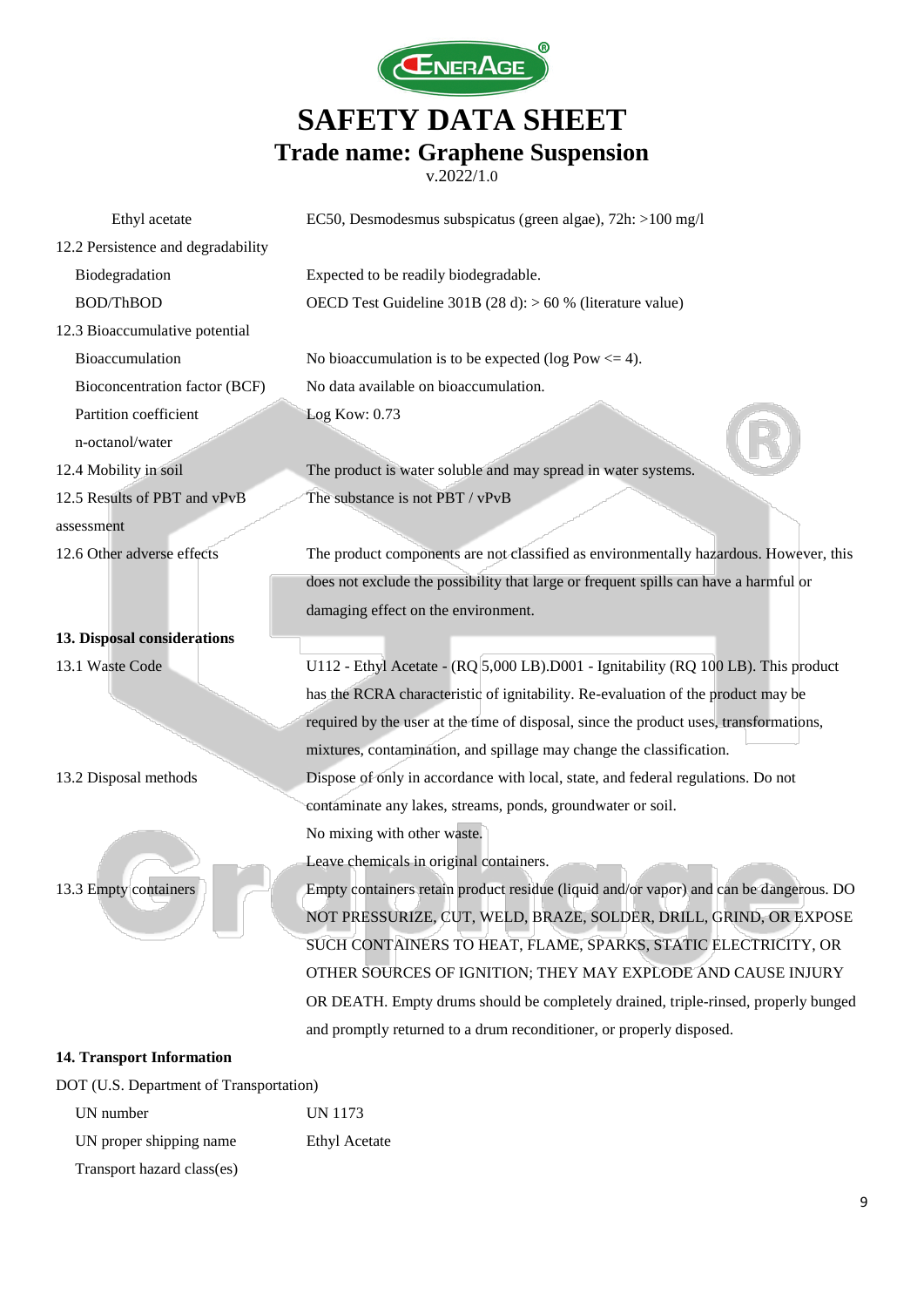| | |
|---|---|
| Ethyl acetate | EC50, Desmodesmus subspicatus (green algae), 72h: >100 mg/l |
| 12.2 Persistence and degradability | |
| Biodegradation | Expected to be readily biodegradable. |
| BOD/ThBOD | OECD Test Guideline 301B (28 d): > 60 % (literature value) |
| 12.3 Bioaccumulative potential | |
| Bioaccumulation | No bioaccumulation is to be expected (log Pow <= 4). |
| Bioconcentration factor (BCF) | No data available on bioaccumulation. |
| Partition coefficient n-octanol/water | Log Kow: 0.73 |
| 12.4 Mobility in soil | The product is water soluble and may spread in water systems. |
| 12.5 Results of PBT and vPvB assessment | The substance is not PBT / vPvB |
| 12.6 Other adverse effects | The product components are not classified as environmentally hazardous. However, this does not exclude the possibility that large or frequent spills can have a harmful or damaging effect on the environment. |

**13. Disposal considerations**

| | |
|---|---|
| 13.1 Waste Code | U112 - Ethyl Acetate - (RQ 5,000 LB).D001 - Ignitability (RQ 100 LB). This product has the RCRA characteristic of ignitability. Re-evaluation of the product may be required by the user at the time of disposal, since the product uses, transformations, mixtures, contamination, and spillage may change the classification. |
| 13.2 Disposal methods | Dispose of only in accordance with local, state, and federal regulations. Do not contaminate any lakes, streams, ponds, groundwater or soil.<br>No mixing with other waste.<br>Leave chemicals in original containers. |
| 13.3 Empty containers | Empty containers retain product residue (liquid and/or vapor) and can be dangerous. DO NOT PRESSURIZE, CUT, WELD, BRAZE, SOLDER, DRILL, GRIND, OR EXPOSE SUCH CONTAINERS TO HEAT, FLAME, SPARKS, STATIC ELECTRICITY, OR OTHER SOURCES OF IGNITION; THEY MAY EXPLODE AND CAUSE INJURY OR DEATH. Empty drums should be completely drained, triple-rinsed, properly bunged and promptly returned to a drum reconditioner, or properly disposed. |

**14. Transport Information**

DOT (U.S. Department of Transportation)

| | |
|---|---|
| UN number | UN 1173 |
| UN proper shipping name | Ethyl Acetate |
| Transport hazard class(es) | |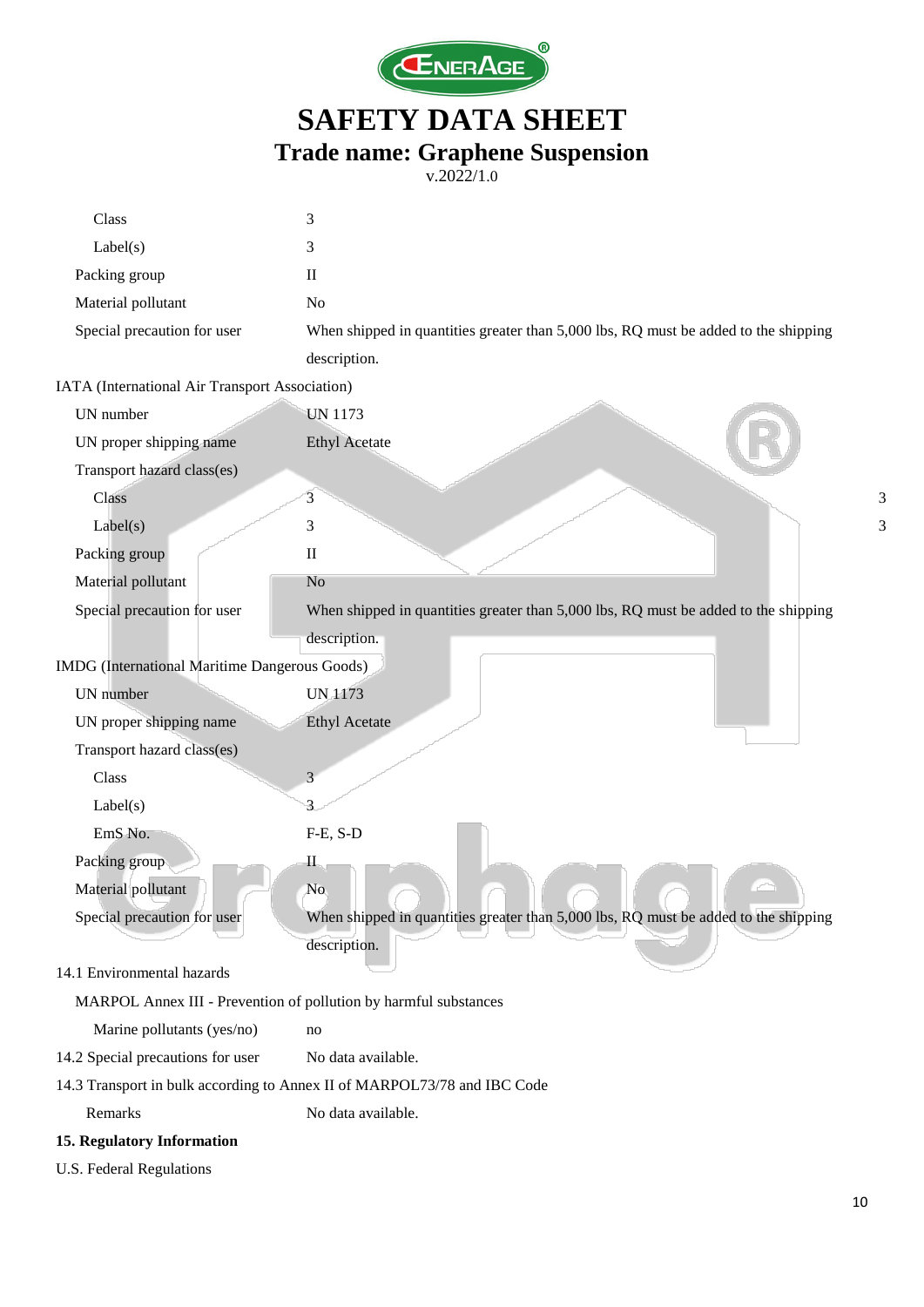| | |
|---|---|
| Class | 3 |
| Label(s) | 3 |
| Packing group | II |
| Material pollutant | No |
| Special precaution for user | When shipped in quantities greater than 5,000 lbs, RQ must be added to the shipping description. |

IATA (International Air Transport Association)

| | |
|---|---|
| UN number | UN 1173 |
| UN proper shipping name | Ethyl Acetate |
| Transport hazard class(es) | |
| Class | 3 |
| Label(s) | 3 |
| Packing group | II |
| Material pollutant | No |
| Special precaution for user | When shipped in quantities greater than 5,000 lbs, RQ must be added to the shipping description. |

IMDG (International Maritime Dangerous Goods)

| | |
|---|---|
| UN number | UN 1173 |
| UN proper shipping name | Ethyl Acetate |
| Transport hazard class(es) | |
| Class | 3 |
| Label(s) | 3 |
| EmS No. | F-E, S-D |
| Packing group | II |
| Material pollutant | No |
| Special precaution for user | When shipped in quantities greater than 5,000 lbs, RQ must be added to the shipping description. |

14.1 Environmental hazards

MARPOL Annex III - Prevention of pollution by harmful substances

| | |
|---|---|
| Marine pollutants (yes/no) | no |

| | |
|---|---|
| 14.2 Special precautions for user | No data available. |

14.3 Transport in bulk according to Annex II of MARPOL73/78 and IBC Code

| | |
|---|---|
| Remarks | No data available. |

**15. Regulatory Information**

U.S. Federal Regulations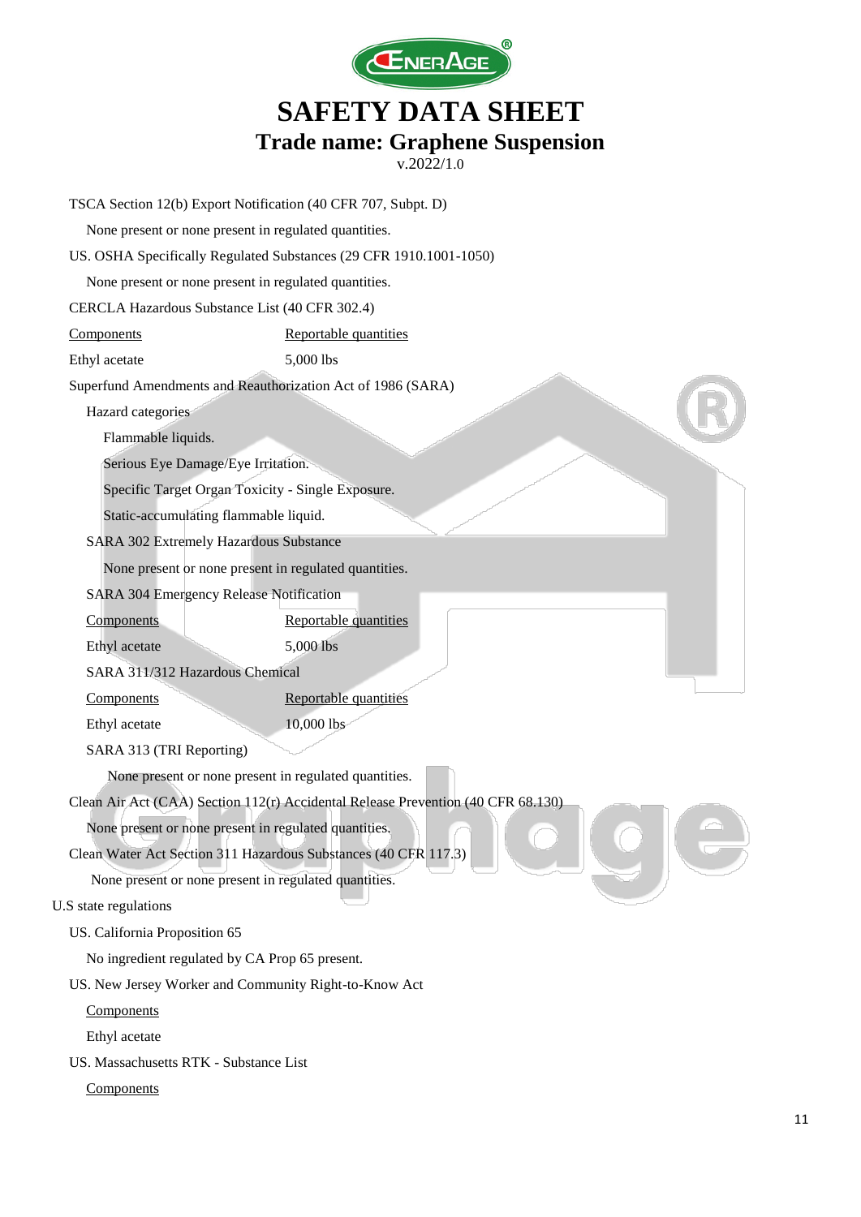TSCA Section 12(b) Export Notification (40 CFR 707, Subpt. D)

None present or none present in regulated quantities.

US. OSHA Specifically Regulated Substances (29 CFR 1910.1001-1050)

None present or none present in regulated quantities.

CERCLA Hazardous Substance List (40 CFR 302.4)

| Components | Reportable quantities |
|---|---|
| Ethyl acetate | 5,000 lbs |

Superfund Amendments and Reauthorization Act of 1986 (SARA)

Hazard categories

Flammable liquids.

Serious Eye Damage/Eye Irritation.

Specific Target Organ Toxicity - Single Exposure.

Static-accumulating flammable liquid.

SARA 302 Extremely Hazardous Substance

None present or none present in regulated quantities.

SARA 304 Emergency Release Notification

| Components | Reportable quantities |
|---|---|
| Ethyl acetate | 5,000 lbs |

SARA 311/312 Hazardous Chemical

| Components | Reportable quantities |
|---|---|
| Ethyl acetate | 10,000 lbs |

SARA 313 (TRI Reporting)

None present or none present in regulated quantities.

Clean Air Act (CAA) Section 112(r) Accidental Release Prevention (40 CFR 68.130)

None present or none present in regulated quantities.

Clean Water Act Section 311 Hazardous Substances (40 CFR 117.3)

None present or none present in regulated quantities.

U.S state regulations

US. California Proposition 65

No ingredient regulated by CA Prop 65 present.

US. New Jersey Worker and Community Right-to-Know Act

Components

Ethyl acetate

US. Massachusetts RTK - Substance List

Components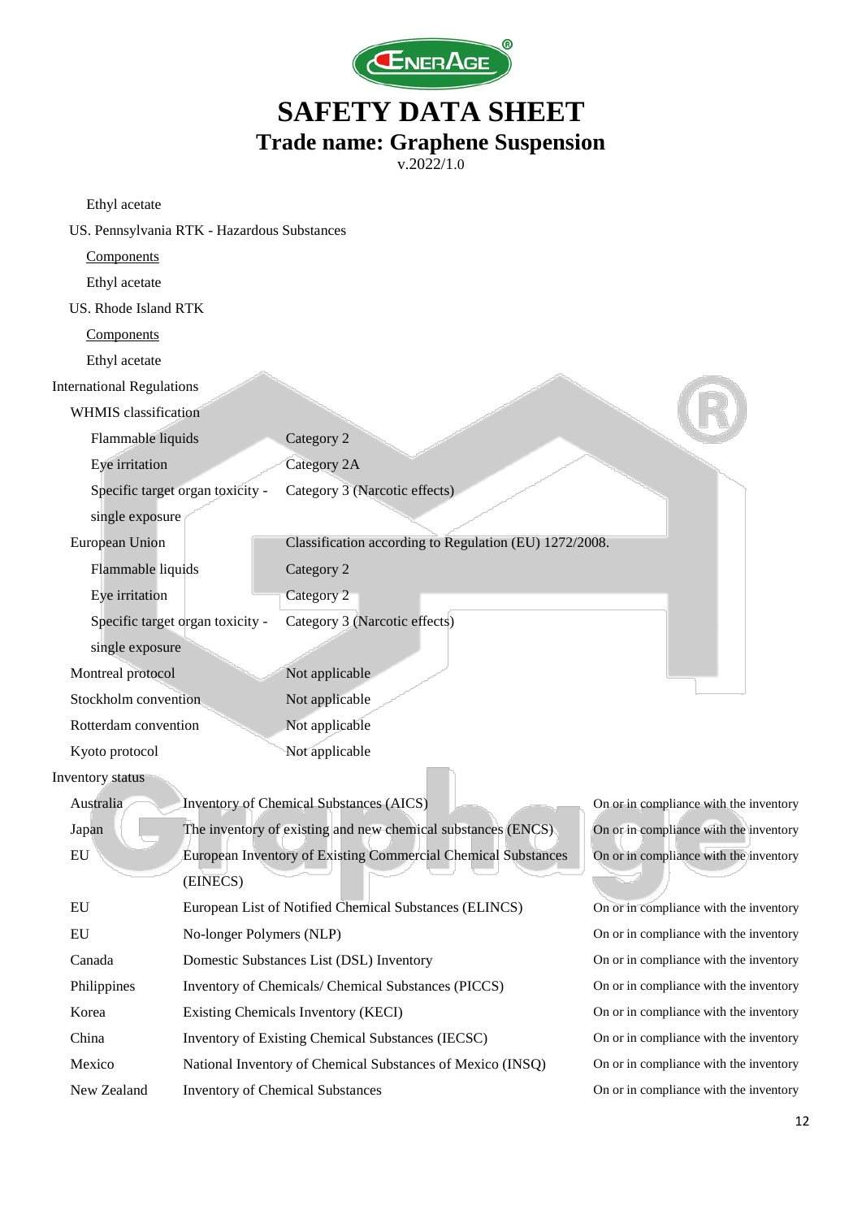Ethyl acetate

US. Pennsylvania RTK - Hazardous Substances

Components

Ethyl acetate

US. Rhode Island RTK

Components

Ethyl acetate

International Regulations

WHMIS classification

| | |
|---|---|
| Flammable liquids | Category 2 |
| Eye irritation | Category 2A |
| Specific target organ toxicity - single exposure | Category 3 (Narcotic effects) |

| | |
|---|---|
| European Union | Classification according to Regulation (EU) 1272/2008. |
| Flammable liquids | Category 2 |
| Eye irritation | Category 2 |
| Specific target organ toxicity - single exposure | Category 3 (Narcotic effects) |
| Montreal protocol | Not applicable |
| Stockholm convention | Not applicable |
| Rotterdam convention | Not applicable |
| Kyoto protocol | Not applicable |

Inventory status

| | | |
|---|---|---|
| Australia | Inventory of Chemical Substances (AICS) | On or in compliance with the inventory |
| Japan | The inventory of existing and new chemical substances (ENCS) | On or in compliance with the inventory |
| EU | European Inventory of Existing Commercial Chemical Substances (EINECS) | On or in compliance with the inventory |
| EU | European List of Notified Chemical Substances (ELINCS) | On or in compliance with the inventory |
| EU | No-longer Polymers (NLP) | On or in compliance with the inventory |
| Canada | Domestic Substances List (DSL) Inventory | On or in compliance with the inventory |
| Philippines | Inventory of Chemicals/ Chemical Substances (PICCS) | On or in compliance with the inventory |
| Korea | Existing Chemicals Inventory (KECI) | On or in compliance with the inventory |
| China | Inventory of Existing Chemical Substances (IECSC) | On or in compliance with the inventory |
| Mexico | National Inventory of Chemical Substances of Mexico (INSQ) | On or in compliance with the inventory |
| New Zealand | Inventory of Chemical Substances | On or in compliance with the inventory |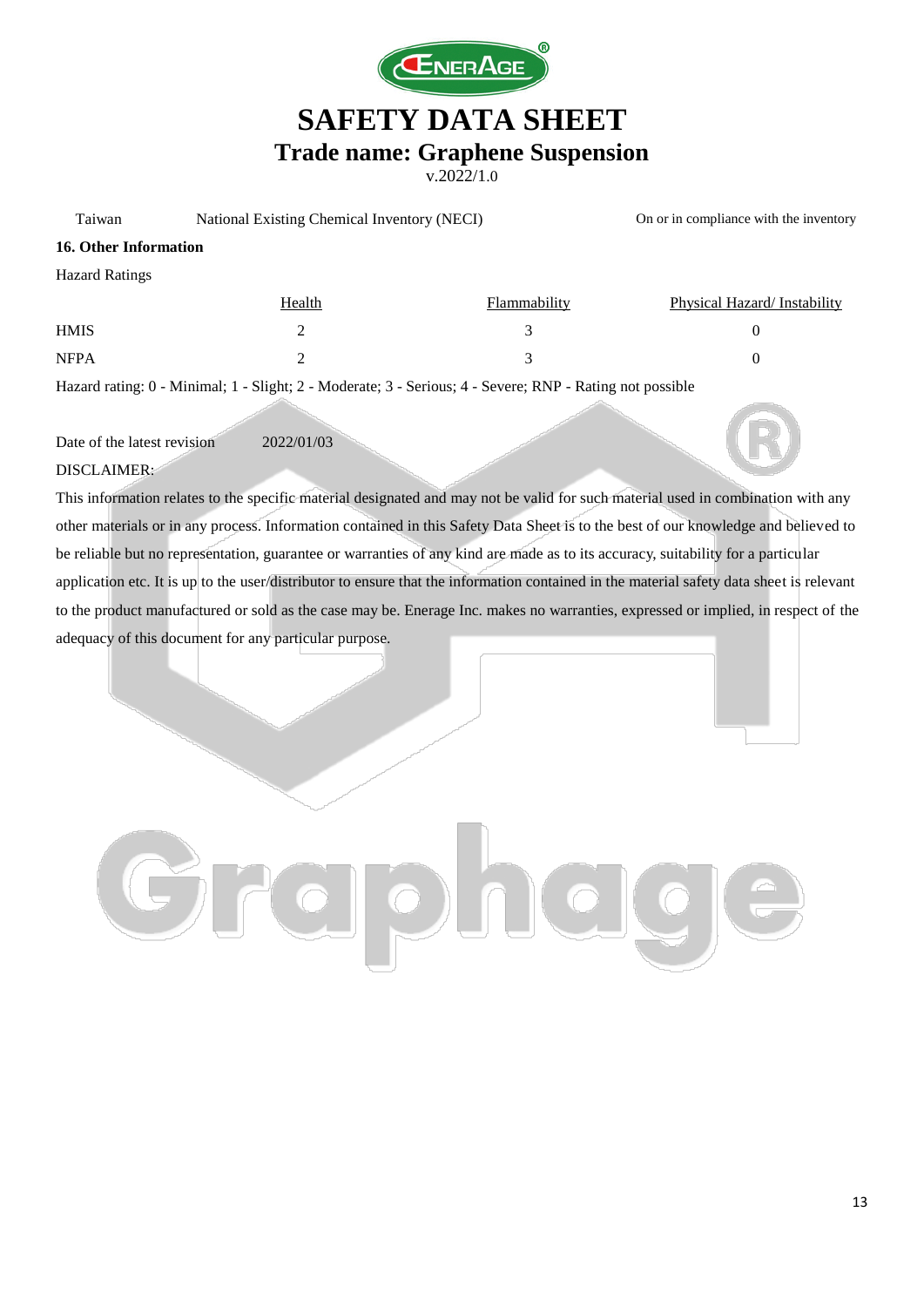| | | |
|---|---|---|
| Taiwan | National Existing Chemical Inventory (NECI) | On or in compliance with the inventory |

## 16. Other Information

Hazard Ratings

| | Health | Flammability | Physical Hazard/ Instability |
|---|---|---|---|
| HMIS | 2 | 3 | 0 |
| NFPA | 2 | 3 | 0 |

Hazard rating: 0 - Minimal; 1 - Slight; 2 - Moderate; 3 - Serious; 4 - Severe; RNP - Rating not possible

Date of the latest revision 2022/01/03

DISCLAIMER:

This information relates to the specific material designated and may not be valid for such material used in combination with any other materials or in any process. Information contained in this Safety Data Sheet is to the best of our knowledge and believed to be reliable but no representation, guarantee or warranties of any kind are made as to its accuracy, suitability for a particular application etc. It is up to the user/distributor to ensure that the information contained in the material safety data sheet is relevant to the product manufactured or sold as the case may be. Enerage Inc. makes no warranties, expressed or implied, in respect of the adequacy of this document for any particular purpose.